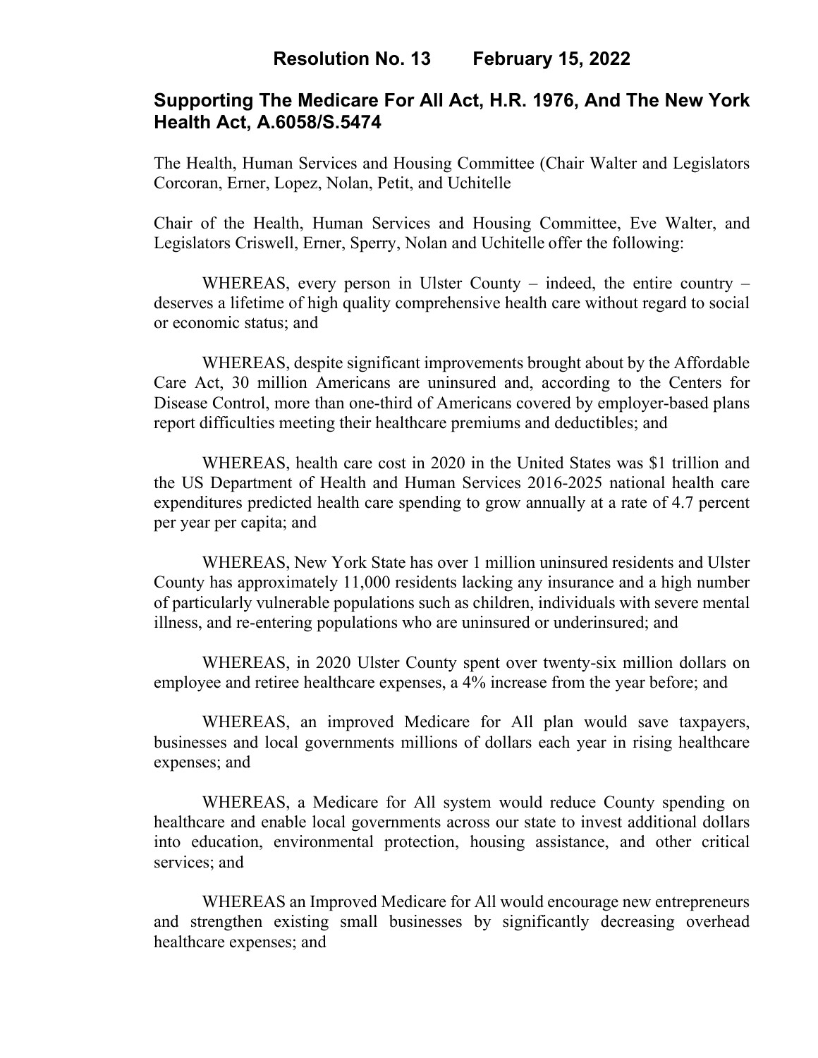# Resolution No. 13 February 15, 2022

## Supporting The Medicare For All Act, H.R. 1976, And The New York Health Act, A.6058/S.5474

The Health, Human Services and Housing Committee (Chair Walter and Legislators Corcoran, Erner, Lopez, Nolan, Petit, and Uchitelle

Chair of the Health, Human Services and Housing Committee, Eve Walter, and Legislators Criswell, Erner, Sperry, Nolan and Uchitelle offer the following:

WHEREAS, every person in Ulster County – indeed, the entire country – deserves a lifetime of high quality comprehensive health care without regard to social or economic status; and

WHEREAS, despite significant improvements brought about by the Affordable Care Act, 30 million Americans are uninsured and, according to the Centers for Disease Control, more than one-third of Americans covered by employer-based plans report difficulties meeting their healthcare premiums and deductibles; and

WHEREAS, health care cost in 2020 in the United States was $1 trillion and the US Department of Health and Human Services 2016-2025 national health care expenditures predicted health care spending to grow annually at a rate of 4.7 percent per year per capita; and

WHEREAS, New York State has over 1 million uninsured residents and Ulster County has approximately 11,000 residents lacking any insurance and a high number of particularly vulnerable populations such as children, individuals with severe mental illness, and re-entering populations who are uninsured or underinsured; and

WHEREAS, in 2020 Ulster County spent over twenty-six million dollars on employee and retiree healthcare expenses, a 4% increase from the year before; and

WHEREAS, an improved Medicare for All plan would save taxpayers, businesses and local governments millions of dollars each year in rising healthcare expenses; and

WHEREAS, a Medicare for All system would reduce County spending on healthcare and enable local governments across our state to invest additional dollars into education, environmental protection, housing assistance, and other critical services; and

WHEREAS an Improved Medicare for All would encourage new entrepreneurs and strengthen existing small businesses by significantly decreasing overhead healthcare expenses; and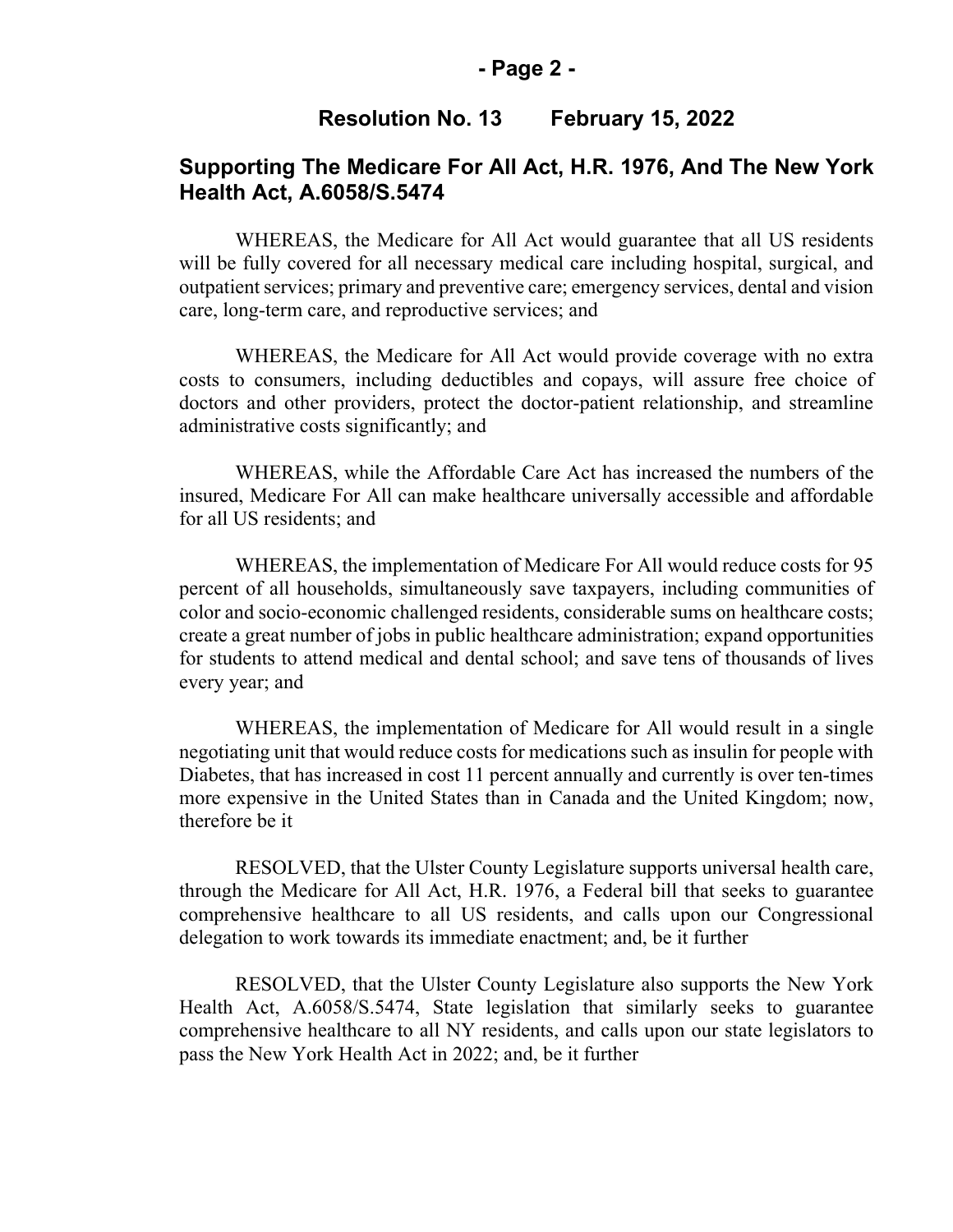**Resolution No. 13    February 15, 2022**

## Supporting The Medicare For All Act, H.R. 1976, And The New York Health Act, A.6058/S.5474

WHEREAS, the Medicare for All Act would guarantee that all US residents will be fully covered for all necessary medical care including hospital, surgical, and outpatient services; primary and preventive care; emergency services, dental and vision care, long-term care, and reproductive services; and

WHEREAS, the Medicare for All Act would provide coverage with no extra costs to consumers, including deductibles and copays, will assure free choice of doctors and other providers, protect the doctor-patient relationship, and streamline administrative costs significantly; and

WHEREAS, while the Affordable Care Act has increased the numbers of the insured, Medicare For All can make healthcare universally accessible and affordable for all US residents; and

WHEREAS, the implementation of Medicare For All would reduce costs for 95 percent of all households, simultaneously save taxpayers, including communities of color and socio-economic challenged residents, considerable sums on healthcare costs; create a great number of jobs in public healthcare administration; expand opportunities for students to attend medical and dental school; and save tens of thousands of lives every year; and

WHEREAS, the implementation of Medicare for All would result in a single negotiating unit that would reduce costs for medications such as insulin for people with Diabetes, that has increased in cost 11 percent annually and currently is over ten-times more expensive in the United States than in Canada and the United Kingdom; now, therefore be it

RESOLVED, that the Ulster County Legislature supports universal health care, through the Medicare for All Act, H.R. 1976, a Federal bill that seeks to guarantee comprehensive healthcare to all US residents, and calls upon our Congressional delegation to work towards its immediate enactment; and, be it further

RESOLVED, that the Ulster County Legislature also supports the New York Health Act, A.6058/S.5474, State legislation that similarly seeks to guarantee comprehensive healthcare to all NY residents, and calls upon our state legislators to pass the New York Health Act in 2022; and, be it further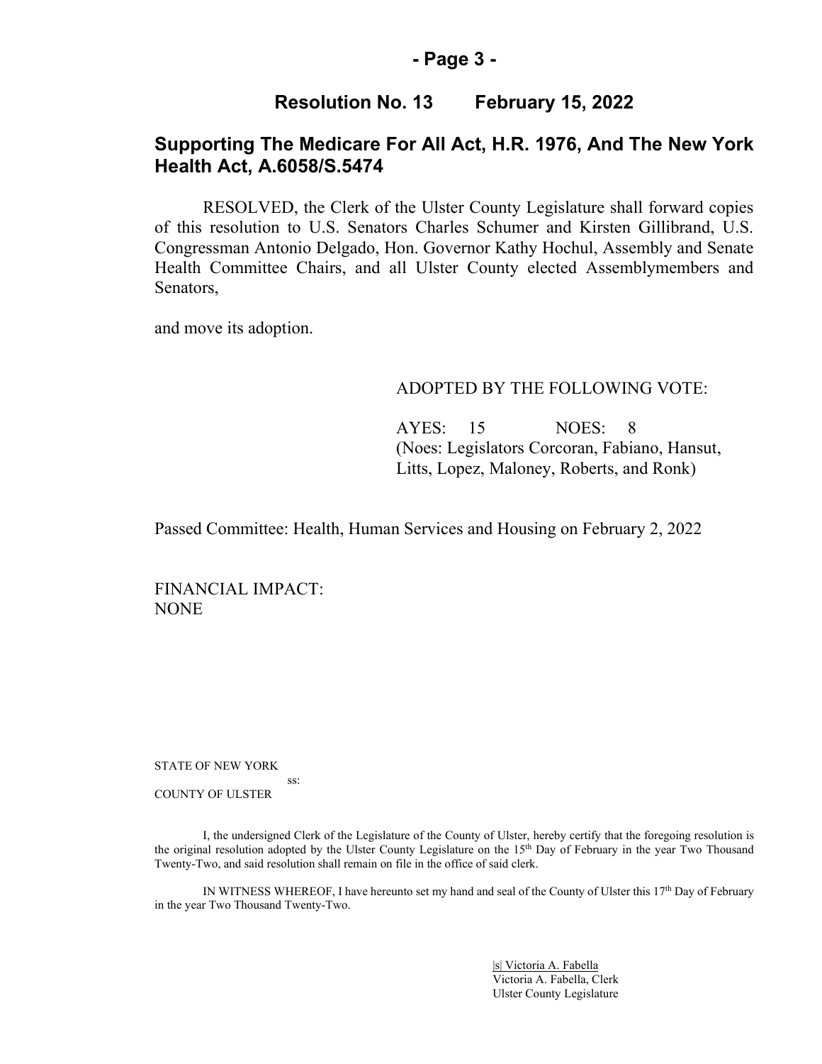**Resolution No. 13 February 15, 2022**

## Supporting The Medicare For All Act, H.R. 1976, And The New York Health Act, A.6058/S.5474

RESOLVED, the Clerk of the Ulster County Legislature shall forward copies of this resolution to U.S. Senators Charles Schumer and Kirsten Gillibrand, U.S. Congressman Antonio Delgado, Hon. Governor Kathy Hochul, Assembly and Senate Health Committee Chairs, and all Ulster County elected Assemblymembers and Senators,

and move its adoption.

ADOPTED BY THE FOLLOWING VOTE:

AYES: 15 NOES: 8
(Noes: Legislators Corcoran, Fabiano, Hansut, Litts, Lopez, Maloney, Roberts, and Ronk)

Passed Committee: Health, Human Services and Housing on February 2, 2022

FINANCIAL IMPACT:
NONE

STATE OF NEW YORK
ss:
COUNTY OF ULSTER

I, the undersigned Clerk of the Legislature of the County of Ulster, hereby certify that the foregoing resolution is the original resolution adopted by the Ulster County Legislature on the 15th Day of February in the year Two Thousand Twenty-Two, and said resolution shall remain on file in the office of said clerk.

IN WITNESS WHEREOF, I have hereunto set my hand and seal of the County of Ulster this 17th Day of February in the year Two Thousand Twenty-Two.

|s| Victoria A. Fabella
Victoria A. Fabella, Clerk
Ulster County Legislature